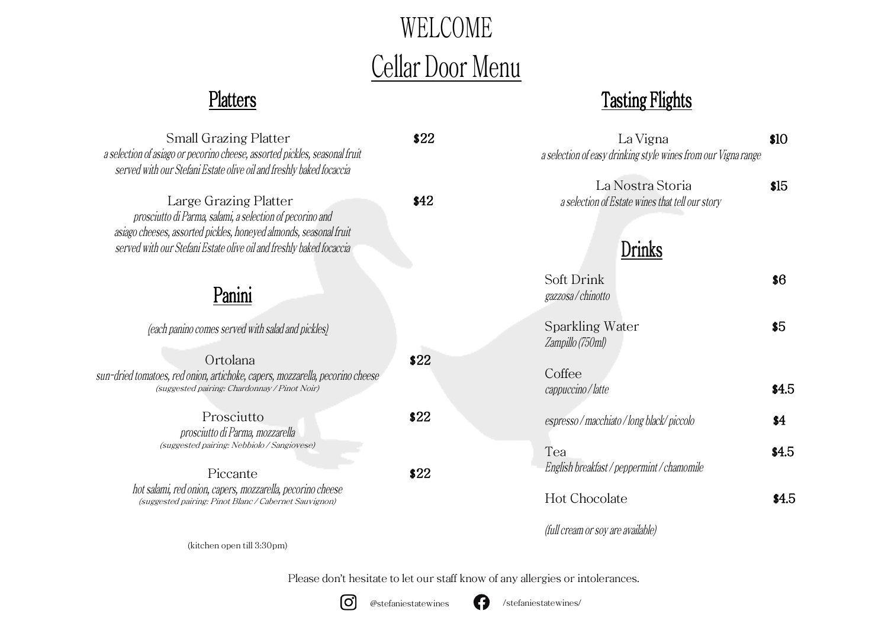# WELCOME

# Cellar Door Menu

## Platters

**Small Grazing Platter** — $22
*a selection of asiago or pecorino cheese, assorted pickles, seasonal fruit served with our Stefani Estate olive oil and freshly baked focaccia*

**Large Grazing Platter** — $42
*prosciutto di Parma, salami, a selection of pecorino and asiago cheeses, assorted pickles, honeyed almonds, seasonal fruit served with our Stefani Estate olive oil and freshly baked focaccia*

## Panini

*(each panino comes served with salad and pickles)*

**Ortolana** — $22
*sun-dried tomatoes, red onion, artichoke, capers, mozzarella, pecorino cheese*
(suggested pairing: Chardonnay / Pinot Noir)

**Prosciutto** — $22
*prosciutto di Parma, mozzarella*
(suggested pairing: Nebbiolo / Sangiovese)

**Piccante** — $22
*hot salami, red onion, capers, mozzarella, pecorino cheese*
(suggested pairing: Pinot Blanc / Cabernet Sauvignon)

(kitchen open till 3:30pm)

## Tasting Flights

**La Vigna** — $10
*a selection of easy drinking style wines from our Vigna range*

**La Nostra Storia** — $15
*a selection of Estate wines that tell our story*

## Drinks

**Soft Drink** — $6
*gazzosa / chinotto*

**Sparkling Water** — $5
*Zampillo (750ml)*

**Coffee**
*cappuccino / latte* — $4.5
*espresso / macchiato / long black/ piccolo* — $4

**Tea** — $4.5
*English breakfast / peppermint / chamomile*

**Hot Chocolate** — $4.5

*(full cream or soy are available)*

Please don't hesitate to let our staff know of any allergies or intolerances.

@stefaniestatewines /stefaniestatewines/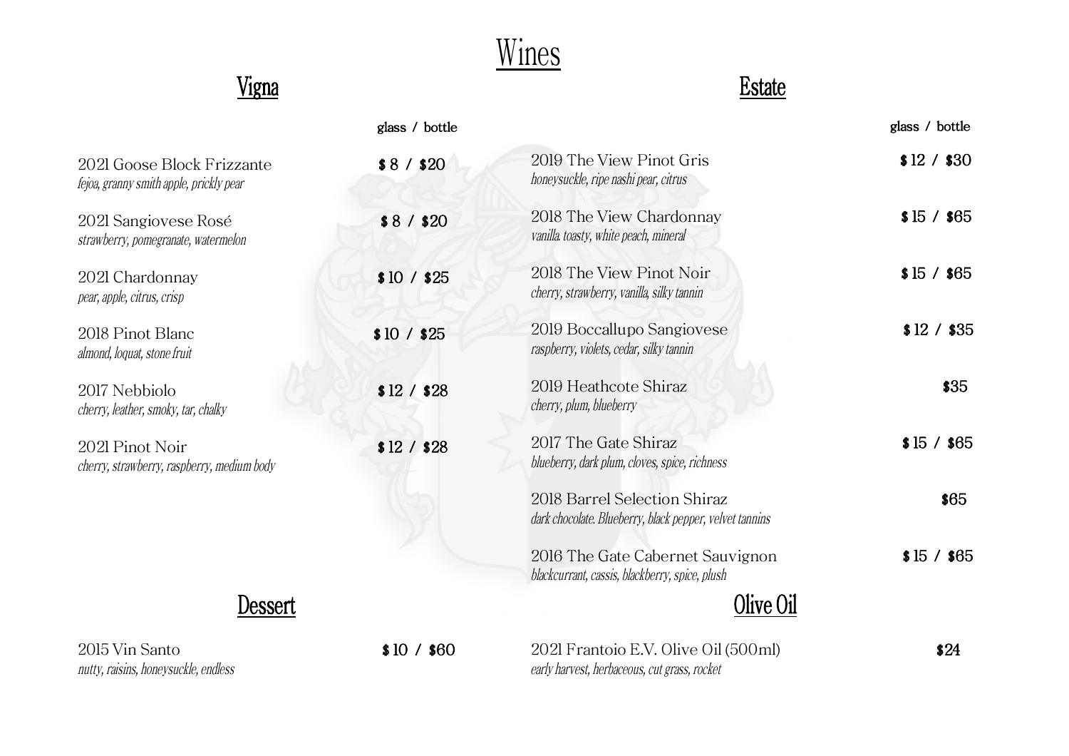# Wines

## Vigna

| | glass / bottle |
|---|---|
| 2021 Goose Block Frizzante<br>*fejoa, granny smith apple, prickly pear* | $8 / $20 |
| 2021 Sangiovese Rosé<br>*strawberry, pomegranate, watermelon* | $8 / $20 |
| 2021 Chardonnay<br>*pear, apple, citrus, crisp* | $10 / $25 |
| 2018 Pinot Blanc<br>*almond, loquat, stone fruit* | $10 / $25 |
| 2017 Nebbiolo<br>*cherry, leather, smoky, tar, chalky* | $12 / $28 |
| 2021 Pinot Noir<br>*cherry, strawberry, raspberry, medium body* | $12 / $28 |

## Estate

| | glass / bottle |
|---|---|
| 2019 The View Pinot Gris<br>*honeysuckle, ripe nashi pear, citrus* | $12 / $30 |
| 2018 The View Chardonnay<br>*vanilla. toasty, white peach, mineral* | $15 / $65 |
| 2018 The View Pinot Noir<br>*cherry, strawberry, vanilla, silky tannin* | $15 / $65 |
| 2019 Boccallupo Sangiovese<br>*raspberry, violets, cedar, silky tannin* | $12 / $35 |
| 2019 Heathcote Shiraz<br>*cherry, plum, blueberry* | $35 |
| 2017 The Gate Shiraz<br>*blueberry, dark plum, cloves, spice, richness* | $15 / $65 |
| 2018 Barrel Selection Shiraz<br>*dark chocolate. Blueberry, black pepper, velvet tannins* | $65 |
| 2016 The Gate Cabernet Sauvignon<br>*blackcurrant, cassis, blackberry, spice, plush* | $15 / $65 |

## Dessert

| | |
|---|---|
| 2015 Vin Santo<br>*nutty, raisins, honeysuckle, endless* | $10 / $60 |

## Olive Oil

| | |
|---|---|
| 2021 Frantoio E.V. Olive Oil (500ml)<br>*early harvest, herbaceous, cut grass, rocket* | $24 |